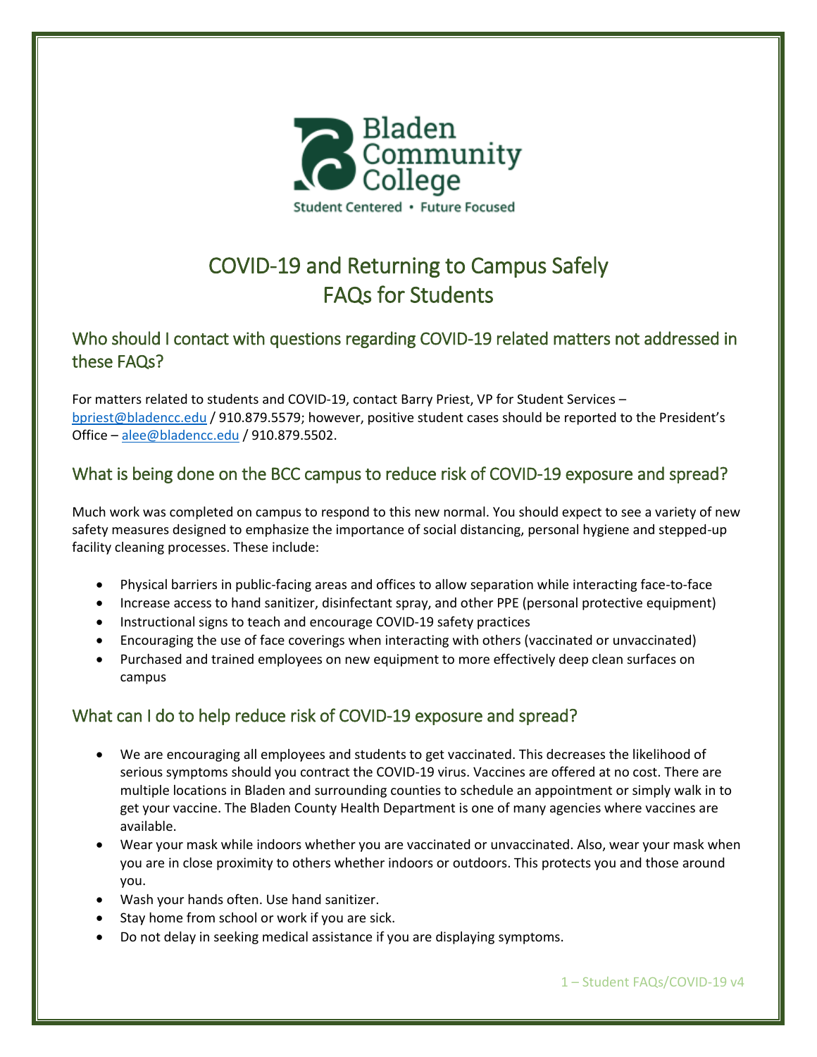Bladen Community College

Student Centered • Future Focused

# COVID-19 and Returning to Campus Safely
# FAQs for Students

## Who should I contact with questions regarding COVID-19 related matters not addressed in these FAQs?

For matters related to students and COVID-19, contact Barry Priest, VP for Student Services – bpriest@bladencc.edu / 910.879.5579; however, positive student cases should be reported to the President's Office – alee@bladencc.edu / 910.879.5502.

## What is being done on the BCC campus to reduce risk of COVID-19 exposure and spread?

Much work was completed on campus to respond to this new normal. You should expect to see a variety of new safety measures designed to emphasize the importance of social distancing, personal hygiene and stepped-up facility cleaning processes. These include:

- Physical barriers in public-facing areas and offices to allow separation while interacting face-to-face
- Increase access to hand sanitizer, disinfectant spray, and other PPE (personal protective equipment)
- Instructional signs to teach and encourage COVID-19 safety practices
- Encouraging the use of face coverings when interacting with others (vaccinated or unvaccinated)
- Purchased and trained employees on new equipment to more effectively deep clean surfaces on campus

## What can I do to help reduce risk of COVID-19 exposure and spread?

- We are encouraging all employees and students to get vaccinated. This decreases the likelihood of serious symptoms should you contract the COVID-19 virus. Vaccines are offered at no cost. There are multiple locations in Bladen and surrounding counties to schedule an appointment or simply walk in to get your vaccine. The Bladen County Health Department is one of many agencies where vaccines are available.
- Wear your mask while indoors whether you are vaccinated or unvaccinated. Also, wear your mask when you are in close proximity to others whether indoors or outdoors. This protects you and those around you.
- Wash your hands often. Use hand sanitizer.
- Stay home from school or work if you are sick.
- Do not delay in seeking medical assistance if you are displaying symptoms.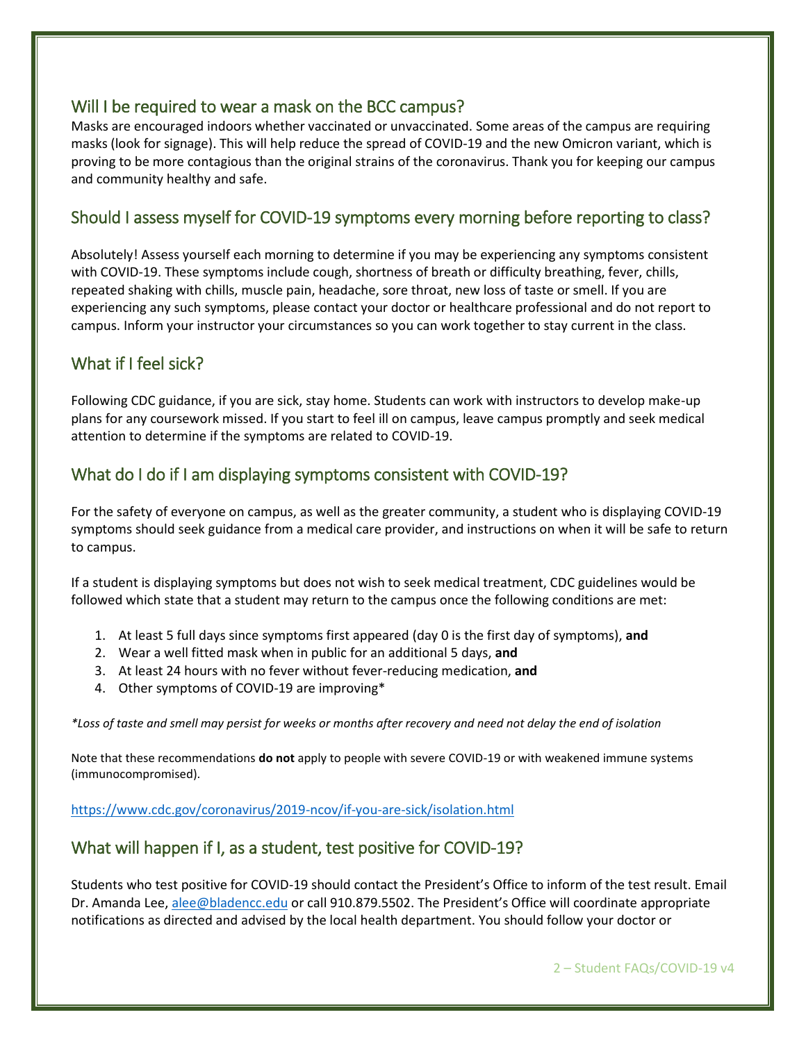## Will I be required to wear a mask on the BCC campus?

Masks are encouraged indoors whether vaccinated or unvaccinated. Some areas of the campus are requiring masks (look for signage). This will help reduce the spread of COVID-19 and the new Omicron variant, which is proving to be more contagious than the original strains of the coronavirus. Thank you for keeping our campus and community healthy and safe.

## Should I assess myself for COVID-19 symptoms every morning before reporting to class?

Absolutely! Assess yourself each morning to determine if you may be experiencing any symptoms consistent with COVID-19. These symptoms include cough, shortness of breath or difficulty breathing, fever, chills, repeated shaking with chills, muscle pain, headache, sore throat, new loss of taste or smell. If you are experiencing any such symptoms, please contact your doctor or healthcare professional and do not report to campus. Inform your instructor your circumstances so you can work together to stay current in the class.

## What if I feel sick?

Following CDC guidance, if you are sick, stay home. Students can work with instructors to develop make-up plans for any coursework missed. If you start to feel ill on campus, leave campus promptly and seek medical attention to determine if the symptoms are related to COVID-19.

## What do I do if I am displaying symptoms consistent with COVID-19?

For the safety of everyone on campus, as well as the greater community, a student who is displaying COVID-19 symptoms should seek guidance from a medical care provider, and instructions on when it will be safe to return to campus.

If a student is displaying symptoms but does not wish to seek medical treatment, CDC guidelines would be followed which state that a student may return to the campus once the following conditions are met:

1. At least 5 full days since symptoms first appeared (day 0 is the first day of symptoms), **and**
2. Wear a well fitted mask when in public for an additional 5 days, **and**
3. At least 24 hours with no fever without fever-reducing medication, **and**
4. Other symptoms of COVID-19 are improving*

*\*Loss of taste and smell may persist for weeks or months after recovery and need not delay the end of isolation*

Note that these recommendations **do not** apply to people with severe COVID-19 or with weakened immune systems (immunocompromised).

https://www.cdc.gov/coronavirus/2019-ncov/if-you-are-sick/isolation.html

## What will happen if I, as a student, test positive for COVID-19?

Students who test positive for COVID-19 should contact the President's Office to inform of the test result. Email Dr. Amanda Lee, alee@bladencc.edu or call 910.879.5502. The President's Office will coordinate appropriate notifications as directed and advised by the local health department. You should follow your doctor or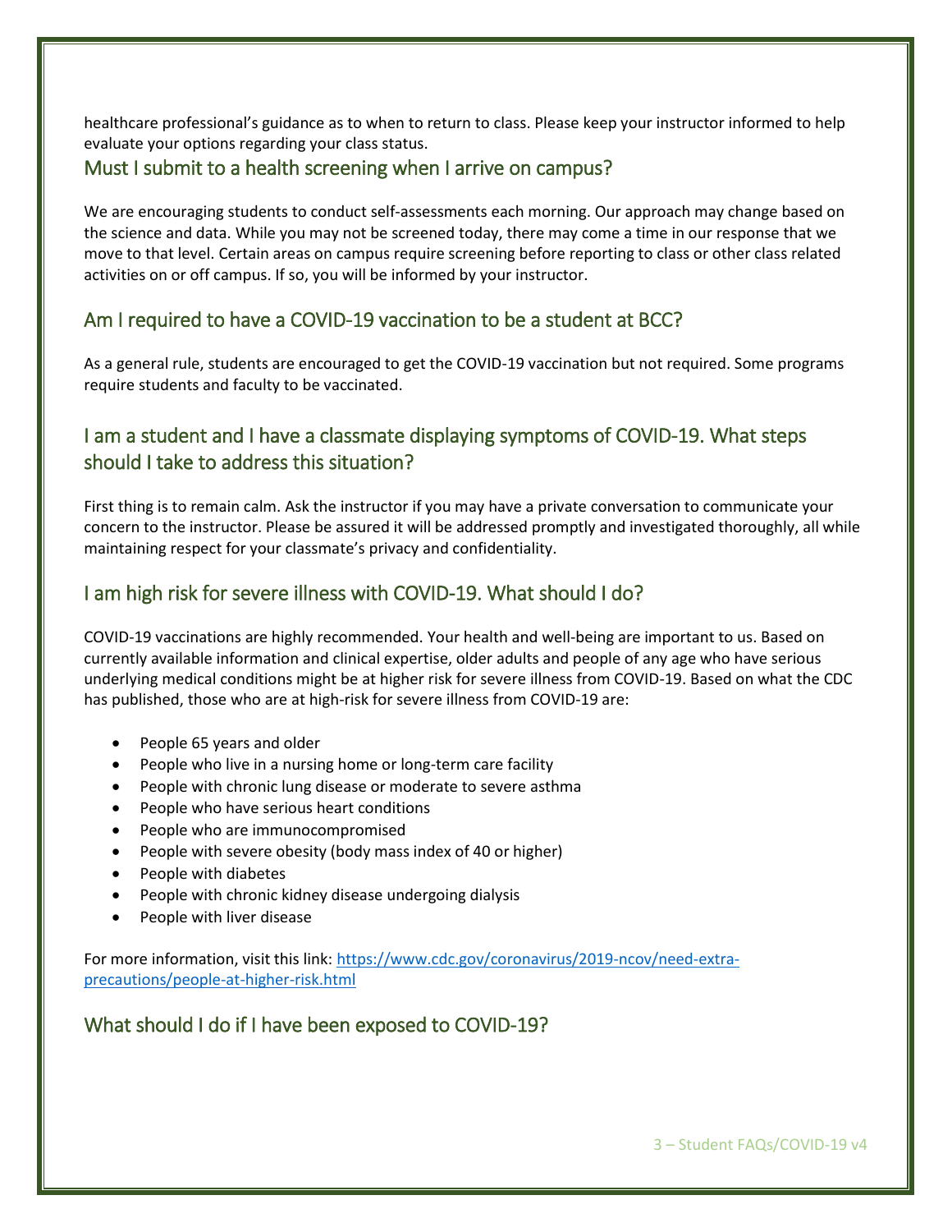healthcare professional's guidance as to when to return to class. Please keep your instructor informed to help evaluate your options regarding your class status.

## Must I submit to a health screening when I arrive on campus?

We are encouraging students to conduct self-assessments each morning. Our approach may change based on the science and data. While you may not be screened today, there may come a time in our response that we move to that level. Certain areas on campus require screening before reporting to class or other class related activities on or off campus. If so, you will be informed by your instructor.

## Am I required to have a COVID-19 vaccination to be a student at BCC?

As a general rule, students are encouraged to get the COVID-19 vaccination but not required. Some programs require students and faculty to be vaccinated.

## I am a student and I have a classmate displaying symptoms of COVID-19. What steps should I take to address this situation?

First thing is to remain calm. Ask the instructor if you may have a private conversation to communicate your concern to the instructor. Please be assured it will be addressed promptly and investigated thoroughly, all while maintaining respect for your classmate's privacy and confidentiality.

## I am high risk for severe illness with COVID-19. What should I do?

COVID-19 vaccinations are highly recommended. Your health and well-being are important to us. Based on currently available information and clinical expertise, older adults and people of any age who have serious underlying medical conditions might be at higher risk for severe illness from COVID-19. Based on what the CDC has published, those who are at high-risk for severe illness from COVID-19 are:

- People 65 years and older
- People who live in a nursing home or long-term care facility
- People with chronic lung disease or moderate to severe asthma
- People who have serious heart conditions
- People who are immunocompromised
- People with severe obesity (body mass index of 40 or higher)
- People with diabetes
- People with chronic kidney disease undergoing dialysis
- People with liver disease

For more information, visit this link: https://www.cdc.gov/coronavirus/2019-ncov/need-extra-precautions/people-at-higher-risk.html

## What should I do if I have been exposed to COVID-19?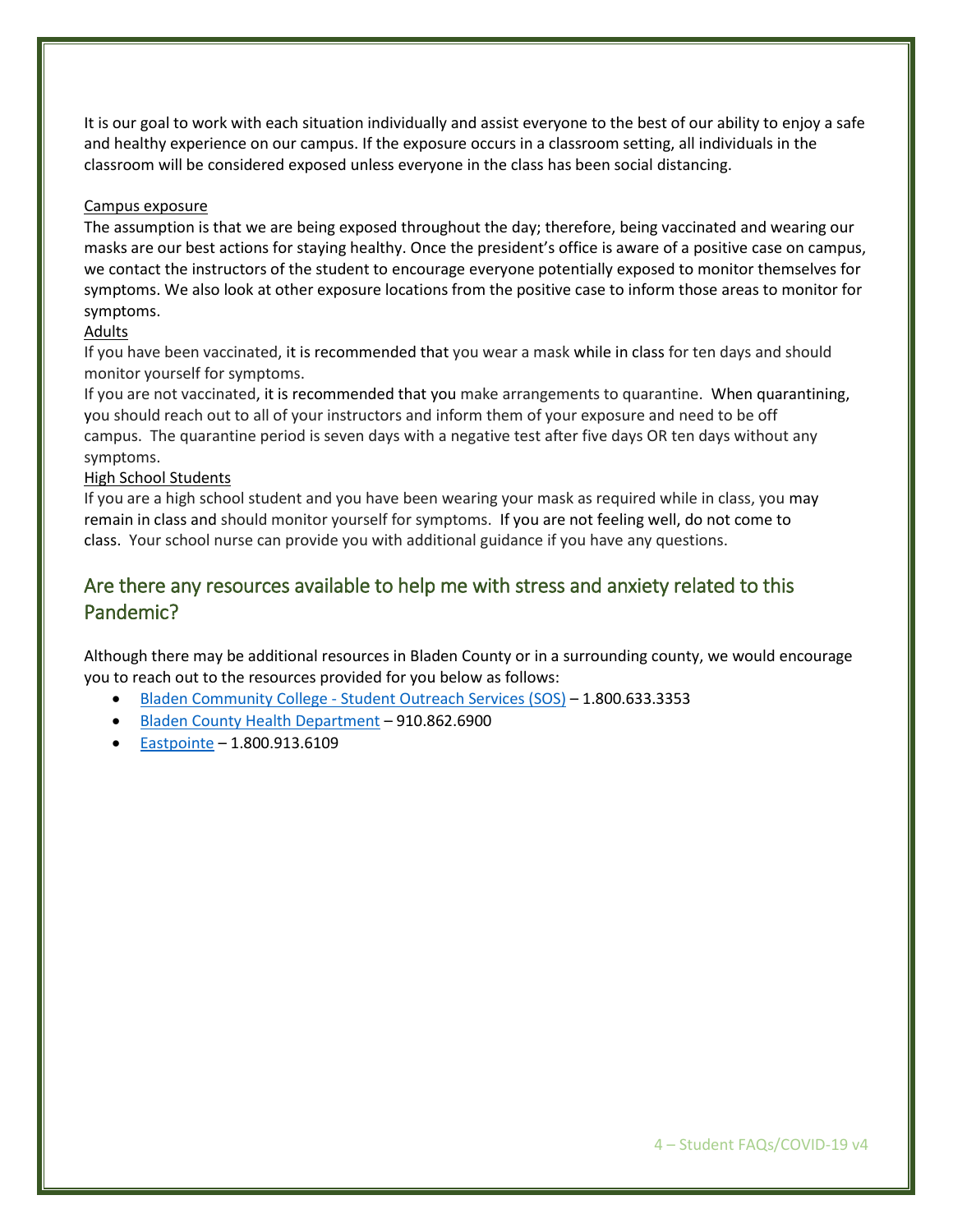It is our goal to work with each situation individually and assist everyone to the best of our ability to enjoy a safe and healthy experience on our campus. If the exposure occurs in a classroom setting, all individuals in the classroom will be considered exposed unless everyone in the class has been social distancing.

<u>Campus exposure</u>

The assumption is that we are being exposed throughout the day; therefore, being vaccinated and wearing our masks are our best actions for staying healthy. Once the president's office is aware of a positive case on campus, we contact the instructors of the student to encourage everyone potentially exposed to monitor themselves for symptoms. We also look at other exposure locations from the positive case to inform those areas to monitor for symptoms.

<u>Adults</u>

If you have been vaccinated, it is recommended that you wear a mask while in class for ten days and should monitor yourself for symptoms.

If you are not vaccinated, it is recommended that you make arrangements to quarantine. When quarantining, you should reach out to all of your instructors and inform them of your exposure and need to be off campus. The quarantine period is seven days with a negative test after five days OR ten days without any symptoms.

<u>High School Students</u>

If you are a high school student and you have been wearing your mask as required while in class, you may remain in class and should monitor yourself for symptoms. If you are not feeling well, do not come to class. Your school nurse can provide you with additional guidance if you have any questions.

## Are there any resources available to help me with stress and anxiety related to this Pandemic?

Although there may be additional resources in Bladen County or in a surrounding county, we would encourage you to reach out to the resources provided for you below as follows:

- Bladen Community College - Student Outreach Services (SOS) – 1.800.633.3353
- Bladen County Health Department – 910.862.6900
- Eastpointe – 1.800.913.6109